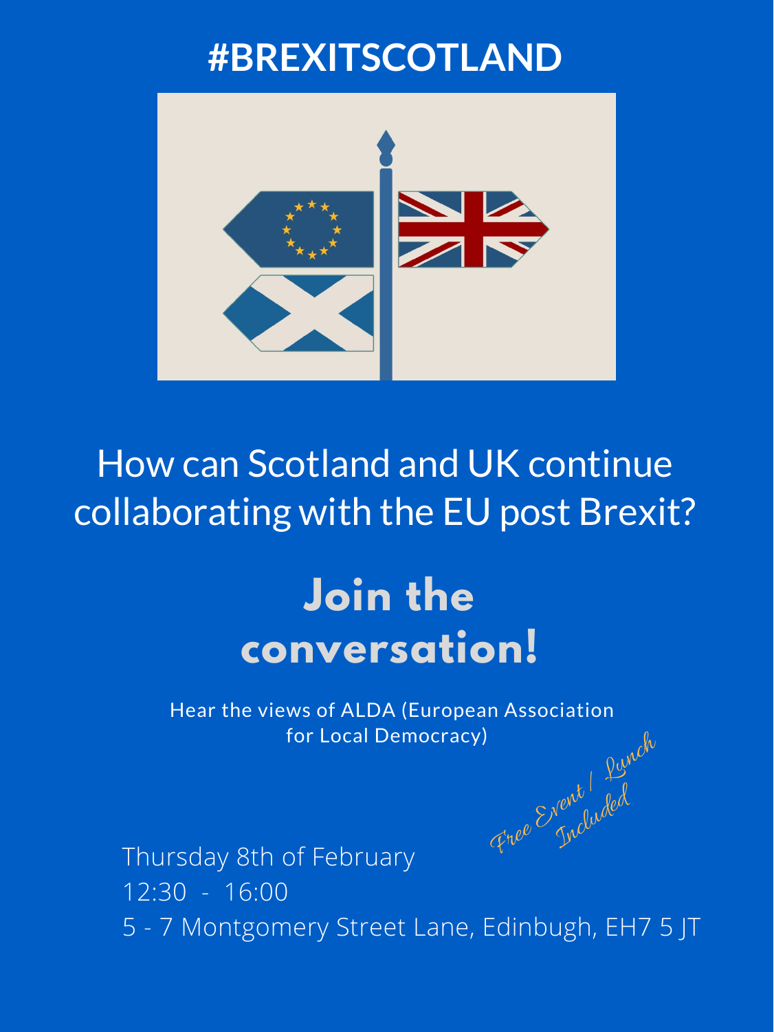# #BREXITSCOTLAND

## How can Scotland and UK continue collaborating with the EU post Brexit?

## **Join the conversation!**

Hear the views of ALDA (European Association for Local Democracy)

*Free Event / Lunch Included*

Thursday 8th of February
12:30 - 16:00
5 - 7 Montgomery Street Lane, Edinbugh, EH7 5 JT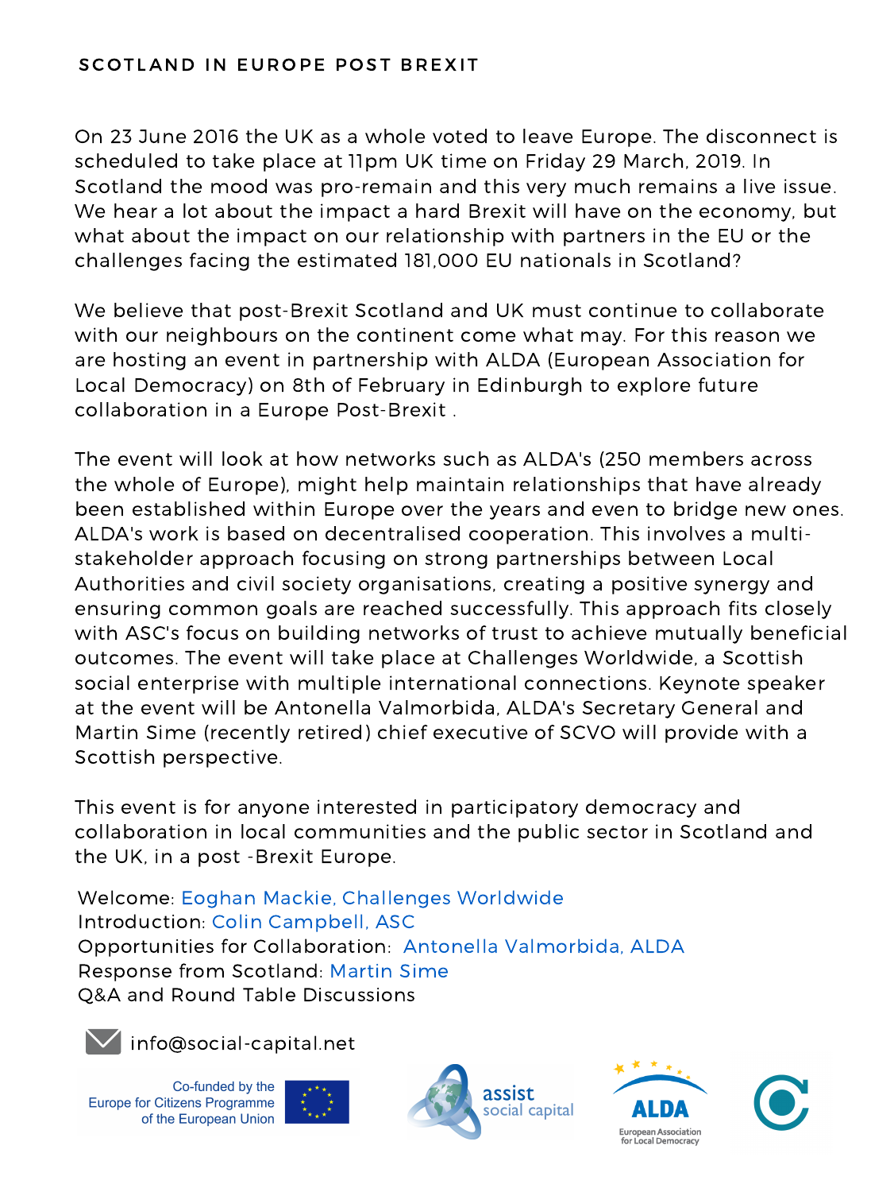# SCOTLAND IN EUROPE POST BREXIT

On 23 June 2016 the UK as a whole voted to leave Europe. The disconnect is scheduled to take place at 11pm UK time on Friday 29 March, 2019. In Scotland the mood was pro-remain and this very much remains a live issue. We hear a lot about the impact a hard Brexit will have on the economy, but what about the impact on our relationship with partners in the EU or the challenges facing the estimated 181,000 EU nationals in Scotland?

We believe that post-Brexit Scotland and UK must continue to collaborate with our neighbours on the continent come what may. For this reason we are hosting an event in partnership with ALDA (European Association for Local Democracy) on 8th of February in Edinburgh to explore future collaboration in a Europe Post-Brexit .

The event will look at how networks such as ALDA's (250 members across the whole of Europe), might help maintain relationships that have already been established within Europe over the years and even to bridge new ones. ALDA's work is based on decentralised cooperation. This involves a multi-stakeholder approach focusing on strong partnerships between Local Authorities and civil society organisations, creating a positive synergy and ensuring common goals are reached successfully. This approach fits closely with ASC's focus on building networks of trust to achieve mutually beneficial outcomes. The event will take place at Challenges Worldwide, a Scottish social enterprise with multiple international connections. Keynote speaker at the event will be Antonella Valmorbida, ALDA's Secretary General and Martin Sime (recently retired) chief executive of SCVO will provide with a Scottish perspective.

This event is for anyone interested in participatory democracy and collaboration in local communities and the public sector in Scotland and the UK, in a post -Brexit Europe.

Welcome: Eoghan Mackie, Challenges Worldwide
Introduction: Colin Campbell, ASC
Opportunities for Collaboration: Antonella Valmorbida, ALDA
Response from Scotland: Martin Sime
Q&A and Round Table Discussions

info@social-capital.net

Co-funded by the Europe for Citizens Programme of the European Union

assist social capital

ALDA European Association for Local Democracy